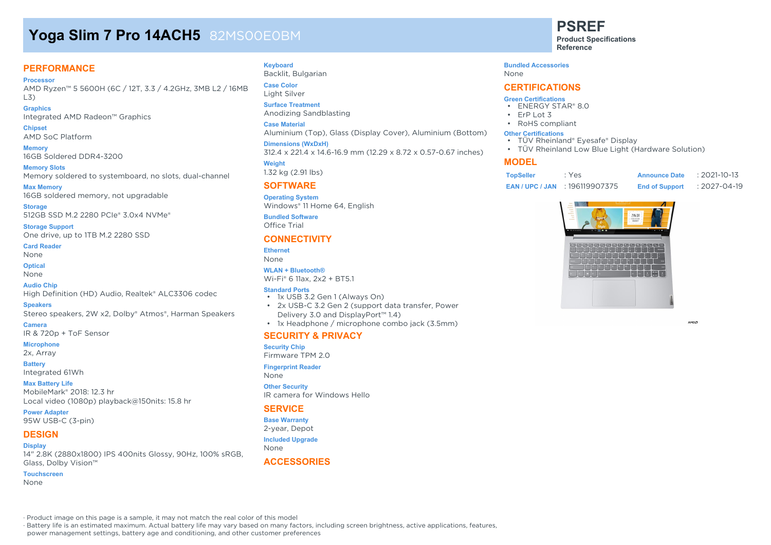# Yoga Slim 7 Pro 14ACH5 82MS00E0BM

**PSREF**
**Product Specifications Reference**

## PERFORMANCE

**Processor**
AMD Ryzen™ 5 5600H (6C / 12T, 3.3 / 4.2GHz, 3MB L2 / 16MB L3)

**Graphics**
Integrated AMD Radeon™ Graphics

**Chipset**
AMD SoC Platform

**Memory**
16GB Soldered DDR4-3200

**Memory Slots**
Memory soldered to systemboard, no slots, dual-channel

**Max Memory**
16GB soldered memory, not upgradable

**Storage**
512GB SSD M.2 2280 PCIe® 3.0x4 NVMe®

**Storage Support**
One drive, up to 1TB M.2 2280 SSD

**Card Reader**
None

**Optical**
None

**Audio Chip**
High Definition (HD) Audio, Realtek® ALC3306 codec

**Speakers**
Stereo speakers, 2W x2, Dolby® Atmos®, Harman Speakers

**Camera**
IR & 720p + ToF Sensor

**Microphone**
2x, Array

**Battery**
Integrated 61Wh

**Max Battery Life**
MobileMark® 2018: 12.3 hr
Local video (1080p) playback@150nits: 15.8 hr

**Power Adapter**
95W USB-C (3-pin)

## DESIGN

**Display**
14" 2.8K (2880x1800) IPS 400nits Glossy, 90Hz, 100% sRGB, Glass, Dolby Vision™

**Touchscreen**
None

**Keyboard**
Backlit, Bulgarian

**Case Color**
Light Silver

**Surface Treatment**
Anodizing Sandblasting

**Case Material**
Aluminium (Top), Glass (Display Cover), Aluminium (Bottom)

**Dimensions (WxDxH)**
312.4 x 221.4 x 14.6-16.9 mm (12.29 x 8.72 x 0.57-0.67 inches)

**Weight**
1.32 kg (2.91 lbs)

## SOFTWARE

**Operating System**
Windows® 11 Home 64, English

**Bundled Software**
Office Trial

## CONNECTIVITY

**Ethernet**
None

**WLAN + Bluetooth®**
Wi-Fi® 6 11ax, 2x2 + BT5.1

**Standard Ports**
- 1x USB 3.2 Gen 1 (Always On)
- 2x USB-C 3.2 Gen 2 (support data transfer, Power Delivery 3.0 and DisplayPort™ 1.4)
- 1x Headphone / microphone combo jack (3.5mm)

## SECURITY & PRIVACY

**Security Chip**
Firmware TPM 2.0

**Fingerprint Reader**
None

**Other Security**
IR camera for Windows Hello

## SERVICE

**Base Warranty**
2-year, Depot

**Included Upgrade**
None

## ACCESSORIES

**Bundled Accessories**
None

## CERTIFICATIONS

**Green Certifications**
- ENERGY STAR® 8.0
- ErP Lot 3
- RoHS compliant

**Other Certifications**
- TÜV Rheinland® Eyesafe® Display
- TÜV Rheinland Low Blue Light (Hardware Solution)

## MODEL

| | | | |
|---|---|---|---|
| **TopSeller** | : Yes | **Announce Date** | : 2021-10-13 |
| **EAN / UPC / JAN** | : 196119907375 | **End of Support** | : 2027-04-19 |

· Product image on this page is a sample, it may not match the real color of this model
· Battery life is an estimated maximum. Actual battery life may vary based on many factors, including screen brightness, active applications, features, power management settings, battery age and conditioning, and other customer preferences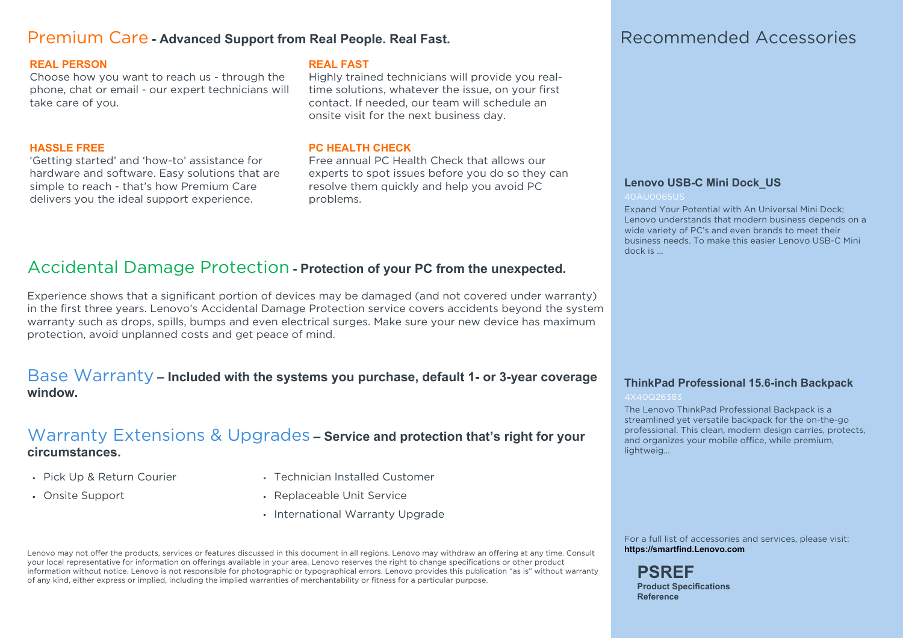## Premium Care - Advanced Support from Real People. Real Fast.

**REAL PERSON**
Choose how you want to reach us - through the phone, chat or email - our expert technicians will take care of you.

**REAL FAST**
Highly trained technicians will provide you real-time solutions, whatever the issue, on your first contact. If needed, our team will schedule an onsite visit for the next business day.

**HASSLE FREE**
'Getting started' and 'how-to' assistance for hardware and software. Easy solutions that are simple to reach - that's how Premium Care delivers you the ideal support experience.

**PC HEALTH CHECK**
Free annual PC Health Check that allows our experts to spot issues before you do so they can resolve them quickly and help you avoid PC problems.

## Accidental Damage Protection - Protection of your PC from the unexpected.

Experience shows that a significant portion of devices may be damaged (and not covered under warranty) in the first three years. Lenovo's Accidental Damage Protection service covers accidents beyond the system warranty such as drops, spills, bumps and even electrical surges. Make sure your new device has maximum protection, avoid unplanned costs and get peace of mind.

## Base Warranty – Included with the systems you purchase, default 1- or 3-year coverage window.

## Warranty Extensions & Upgrades – Service and protection that's right for your circumstances.

- Pick Up & Return Courier
- Onsite Support
- Technician Installed Customer
- Replaceable Unit Service
- International Warranty Upgrade

Lenovo may not offer the products, services or features discussed in this document in all regions. Lenovo may withdraw an offering at any time. Consult your local representative for information on offerings available in your area. Lenovo reserves the right to change specifications or other product information without notice. Lenovo is not responsible for photographic or typographical errors. Lenovo provides this publication "as is" without warranty of any kind, either express or implied, including the implied warranties of merchantability or fitness for a particular purpose.

## Recommended Accessories

### Lenovo USB-C Mini Dock_US

40AU0065US

Expand Your Potential with An Universal Mini Dock; Lenovo understands that modern business depends on a wide variety of PC's and even brands to meet their business needs. To make this easier Lenovo USB-C Mini dock is ...

### ThinkPad Professional 15.6-inch Backpack

4X40Q26383

The Lenovo ThinkPad Professional Backpack is a streamlined yet versatile backpack for the on-the-go professional. This clean, modern design carries, protects, and organizes your mobile office, while premium, lightweig...

For a full list of accessories and services, please visit: **https://smartfind.Lenovo.com**

**PSREF**
**Product Specifications Reference**